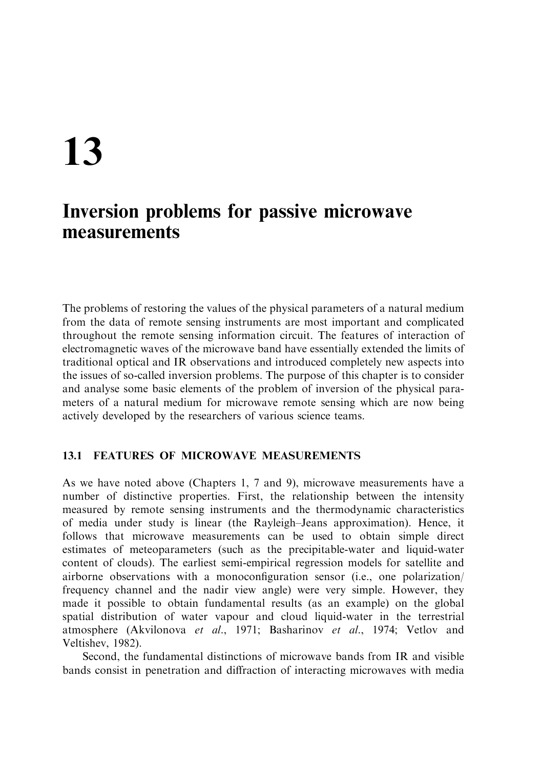// 13

# Inversion problems for passive microwave measurements

The problems of restoring the values of the physical parameters of a natural medium from the data of remote sensing instruments are most important and complicated throughout the remote sensing information circuit. The features of interaction of electromagnetic waves of the microwave band have essentially extended the limits of traditional optical and IR observations and introduced completely new aspects into the issues of so-called inversion problems. The purpose of this chapter is to consider and analyse some basic elements of the problem of inversion of the physical parameters of a natural medium for microwave remote sensing which are now being actively developed by the researchers of various science teams.

## 13.1 FEATURES OF MICROWAVE MEASUREMENTS

As we have noted above (Chapters 1, 7 and 9), microwave measurements have a number of distinctive properties. First, the relationship between the intensity measured by remote sensing instruments and the thermodynamic characteristics of media under study is linear (the Rayleigh–Jeans approximation). Hence, it follows that microwave measurements can be used to obtain simple direct estimates of meteoparameters (such as the precipitable-water and liquid-water content of clouds). The earliest semi-empirical regression models for satellite and airborne observations with a monoconfiguration sensor (i.e., one polarization/frequency channel and the nadir view angle) were very simple. However, they made it possible to obtain fundamental results (as an example) on the global spatial distribution of water vapour and cloud liquid-water in the terrestrial atmosphere (Akvilonova *et al.*, 1971; Basharinov *et al.*, 1974; Vetlov and Veltishev, 1982).

Second, the fundamental distinctions of microwave bands from IR and visible bands consist in penetration and diffraction of interacting microwaves with media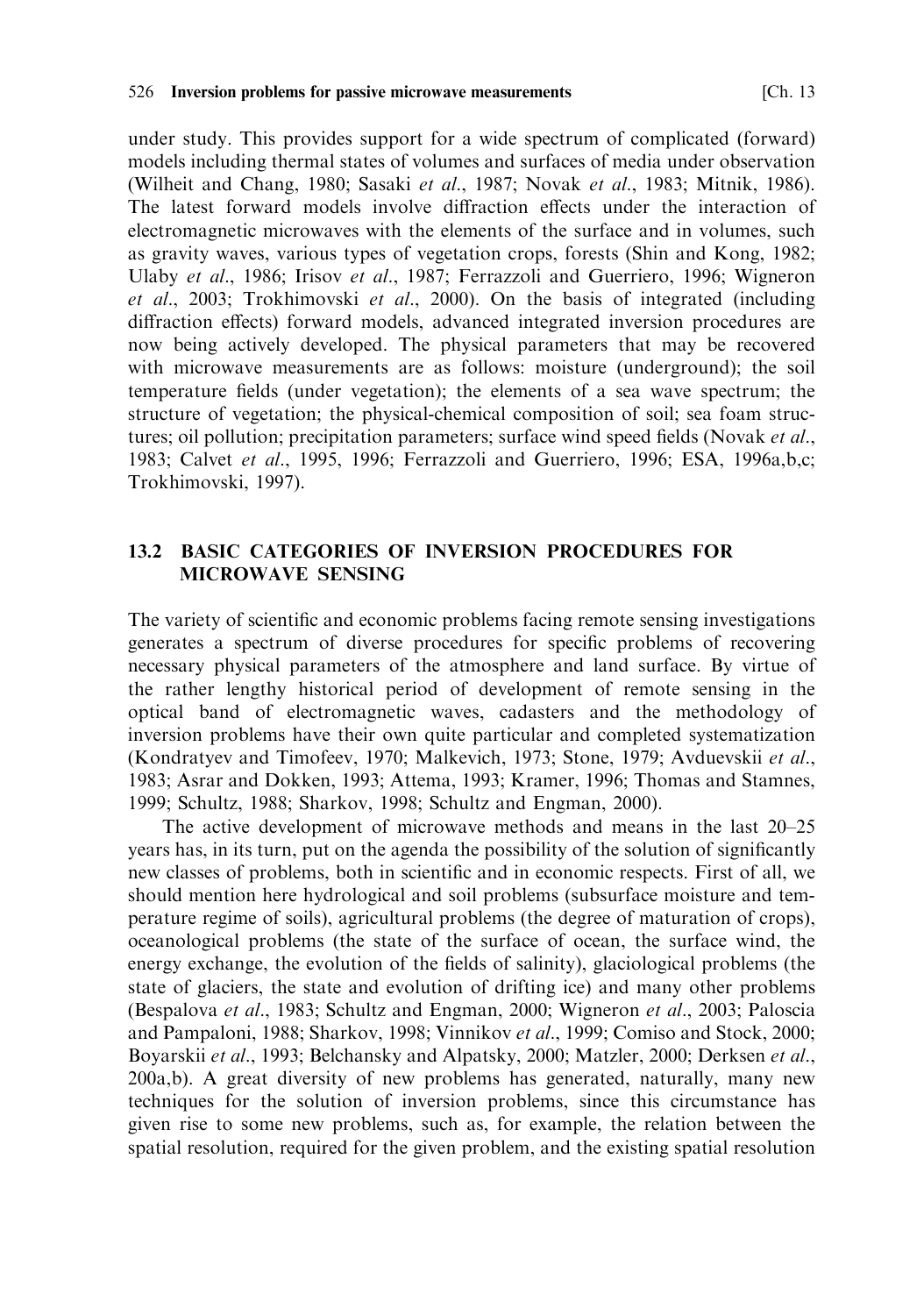under study. This provides support for a wide spectrum of complicated (forward) models including thermal states of volumes and surfaces of media under observation (Wilheit and Chang, 1980; Sasaki *et al.*, 1987; Novak *et al.*, 1983; Mitnik, 1986). The latest forward models involve diffraction effects under the interaction of electromagnetic microwaves with the elements of the surface and in volumes, such as gravity waves, various types of vegetation crops, forests (Shin and Kong, 1982; Ulaby *et al.*, 1986; Irisov *et al.*, 1987; Ferrazzoli and Guerriero, 1996; Wigneron *et al.*, 2003; Trokhimovski *et al.*, 2000). On the basis of integrated (including diffraction effects) forward models, advanced integrated inversion procedures are now being actively developed. The physical parameters that may be recovered with microwave measurements are as follows: moisture (underground); the soil temperature fields (under vegetation); the elements of a sea wave spectrum; the structure of vegetation; the physical-chemical composition of soil; sea foam structures; oil pollution; precipitation parameters; surface wind speed fields (Novak *et al.*, 1983; Calvet *et al.*, 1995, 1996; Ferrazzoli and Guerriero, 1996; ESA, 1996a,b,c; Trokhimovski, 1997).

## 13.2 BASIC CATEGORIES OF INVERSION PROCEDURES FOR MICROWAVE SENSING

The variety of scientific and economic problems facing remote sensing investigations generates a spectrum of diverse procedures for specific problems of recovering necessary physical parameters of the atmosphere and land surface. By virtue of the rather lengthy historical period of development of remote sensing in the optical band of electromagnetic waves, cadasters and the methodology of inversion problems have their own quite particular and completed systematization (Kondratyev and Timofeev, 1970; Malkevich, 1973; Stone, 1979; Avduevskii *et al.*, 1983; Asrar and Dokken, 1993; Attema, 1993; Kramer, 1996; Thomas and Stamnes, 1999; Schultz, 1988; Sharkov, 1998; Schultz and Engman, 2000).

The active development of microwave methods and means in the last 20–25 years has, in its turn, put on the agenda the possibility of the solution of significantly new classes of problems, both in scientific and in economic respects. First of all, we should mention here hydrological and soil problems (subsurface moisture and temperature regime of soils), agricultural problems (the degree of maturation of crops), oceanological problems (the state of the surface of ocean, the surface wind, the energy exchange, the evolution of the fields of salinity), glaciological problems (the state of glaciers, the state and evolution of drifting ice) and many other problems (Bespalova *et al.*, 1983; Schultz and Engman, 2000; Wigneron *et al.*, 2003; Paloscia and Pampaloni, 1988; Sharkov, 1998; Vinnikov *et al.*, 1999; Comiso and Stock, 2000; Boyarskii *et al.*, 1993; Belchansky and Alpatsky, 2000; Matzler, 2000; Derksen *et al.*, 200a,b). A great diversity of new problems has generated, naturally, many new techniques for the solution of inversion problems, since this circumstance has given rise to some new problems, such as, for example, the relation between the spatial resolution, required for the given problem, and the existing spatial resolution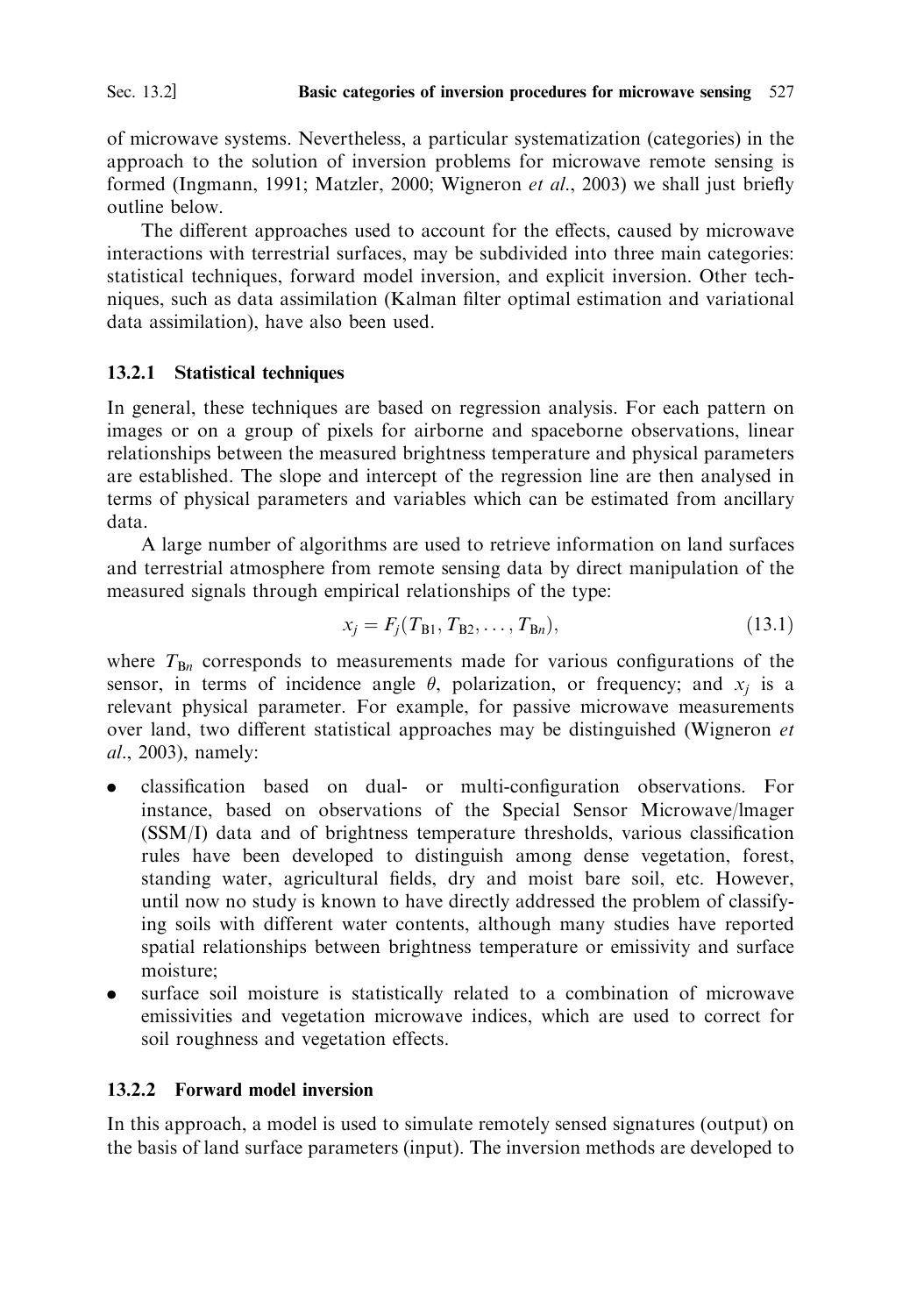of microwave systems. Nevertheless, a particular systematization (categories) in the approach to the solution of inversion problems for microwave remote sensing is formed (Ingmann, 1991; Matzler, 2000; Wigneron *et al*., 2003) we shall just briefly outline below.

The different approaches used to account for the effects, caused by microwave interactions with terrestrial surfaces, may be subdivided into three main categories: statistical techniques, forward model inversion, and explicit inversion. Other techniques, such as data assimilation (Kalman filter optimal estimation and variational data assimilation), have also been used.

### 13.2.1 Statistical techniques

In general, these techniques are based on regression analysis. For each pattern on images or on a group of pixels for airborne and spaceborne observations, linear relationships between the measured brightness temperature and physical parameters are established. The slope and intercept of the regression line are then analysed in terms of physical parameters and variables which can be estimated from ancillary data.

A large number of algorithms are used to retrieve information on land surfaces and terrestrial atmosphere from remote sensing data by direct manipulation of the measured signals through empirical relationships of the type:

$$x_j = F_j(T_{B1}, T_{B2}, \ldots, T_{Bn}), \tag{13.1}$$

where $T_{Bn}$ corresponds to measurements made for various configurations of the sensor, in terms of incidence angle $\theta$, polarization, or frequency; and $x_j$ is a relevant physical parameter. For example, for passive microwave measurements over land, two different statistical approaches may be distinguished (Wigneron *et al*., 2003), namely:

- classification based on dual- or multi-configuration observations. For instance, based on observations of the Special Sensor Microwave/lmager (SSM/I) data and of brightness temperature thresholds, various classification rules have been developed to distinguish among dense vegetation, forest, standing water, agricultural fields, dry and moist bare soil, etc. However, until now no study is known to have directly addressed the problem of classifying soils with different water contents, although many studies have reported spatial relationships between brightness temperature or emissivity and surface moisture;
- surface soil moisture is statistically related to a combination of microwave emissivities and vegetation microwave indices, which are used to correct for soil roughness and vegetation effects.

### 13.2.2 Forward model inversion

In this approach, a model is used to simulate remotely sensed signatures (output) on the basis of land surface parameters (input). The inversion methods are developed to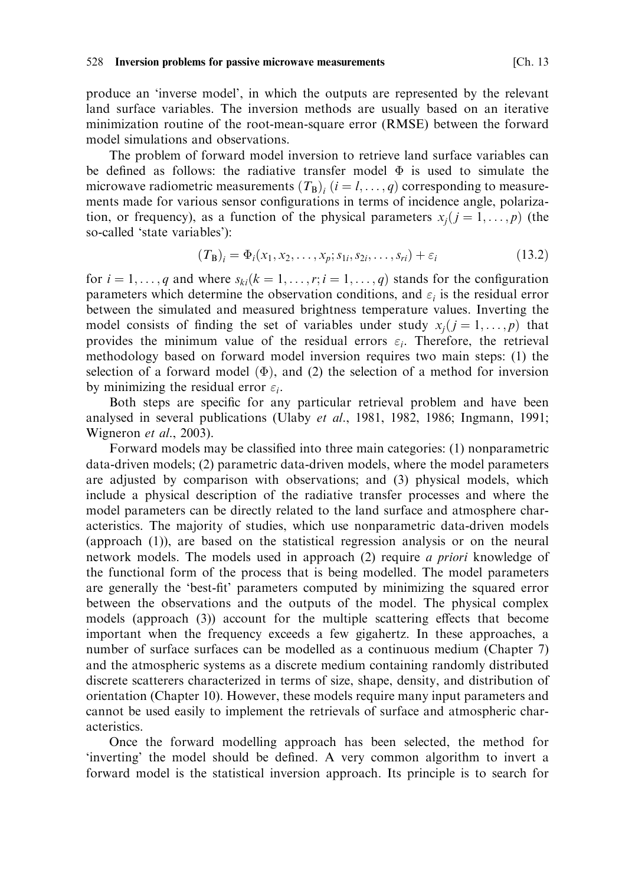produce an 'inverse model', in which the outputs are represented by the relevant land surface variables. The inversion methods are usually based on an iterative minimization routine of the root-mean-square error (RMSE) between the forward model simulations and observations.

The problem of forward model inversion to retrieve land surface variables can be defined as follows: the radiative transfer model $\Phi$ is used to simulate the microwave radiometric measurements $(T_B)_i$ $(i = l, \ldots, q)$ corresponding to measurements made for various sensor configurations in terms of incidence angle, polarization, or frequency), as a function of the physical parameters $x_j (j = 1, \ldots, p)$ (the so-called 'state variables'):

$$(T_B)_i = \Phi_i(x_1, x_2, \ldots, x_p; s_{1i}, s_{2i}, \ldots, s_{ri}) + \varepsilon_i \tag{13.2}$$

for $i = 1, \ldots, q$ and where $s_{ki} (k = 1, \ldots, r; i = 1, \ldots, q)$ stands for the configuration parameters which determine the observation conditions, and $\varepsilon_i$ is the residual error between the simulated and measured brightness temperature values. Inverting the model consists of finding the set of variables under study $x_j (j = 1, \ldots, p)$ that provides the minimum value of the residual errors $\varepsilon_i$. Therefore, the retrieval methodology based on forward model inversion requires two main steps: (1) the selection of a forward model ($\Phi$), and (2) the selection of a method for inversion by minimizing the residual error $\varepsilon_i$.

Both steps are specific for any particular retrieval problem and have been analysed in several publications (Ulaby *et al.*, 1981, 1982, 1986; Ingmann, 1991; Wigneron *et al.*, 2003).

Forward models may be classified into three main categories: (1) nonparametric data-driven models; (2) parametric data-driven models, where the model parameters are adjusted by comparison with observations; and (3) physical models, which include a physical description of the radiative transfer processes and where the model parameters can be directly related to the land surface and atmosphere characteristics. The majority of studies, which use nonparametric data-driven models (approach (1)), are based on the statistical regression analysis or on the neural network models. The models used in approach (2) require *a priori* knowledge of the functional form of the process that is being modelled. The model parameters are generally the 'best-fit' parameters computed by minimizing the squared error between the observations and the outputs of the model. The physical complex models (approach (3)) account for the multiple scattering effects that become important when the frequency exceeds a few gigahertz. In these approaches, a number of surface surfaces can be modelled as a continuous medium (Chapter 7) and the atmospheric systems as a discrete medium containing randomly distributed discrete scatterers characterized in terms of size, shape, density, and distribution of orientation (Chapter 10). However, these models require many input parameters and cannot be used easily to implement the retrievals of surface and atmospheric characteristics.

Once the forward modelling approach has been selected, the method for 'inverting' the model should be defined. A very common algorithm to invert a forward model is the statistical inversion approach. Its principle is to search for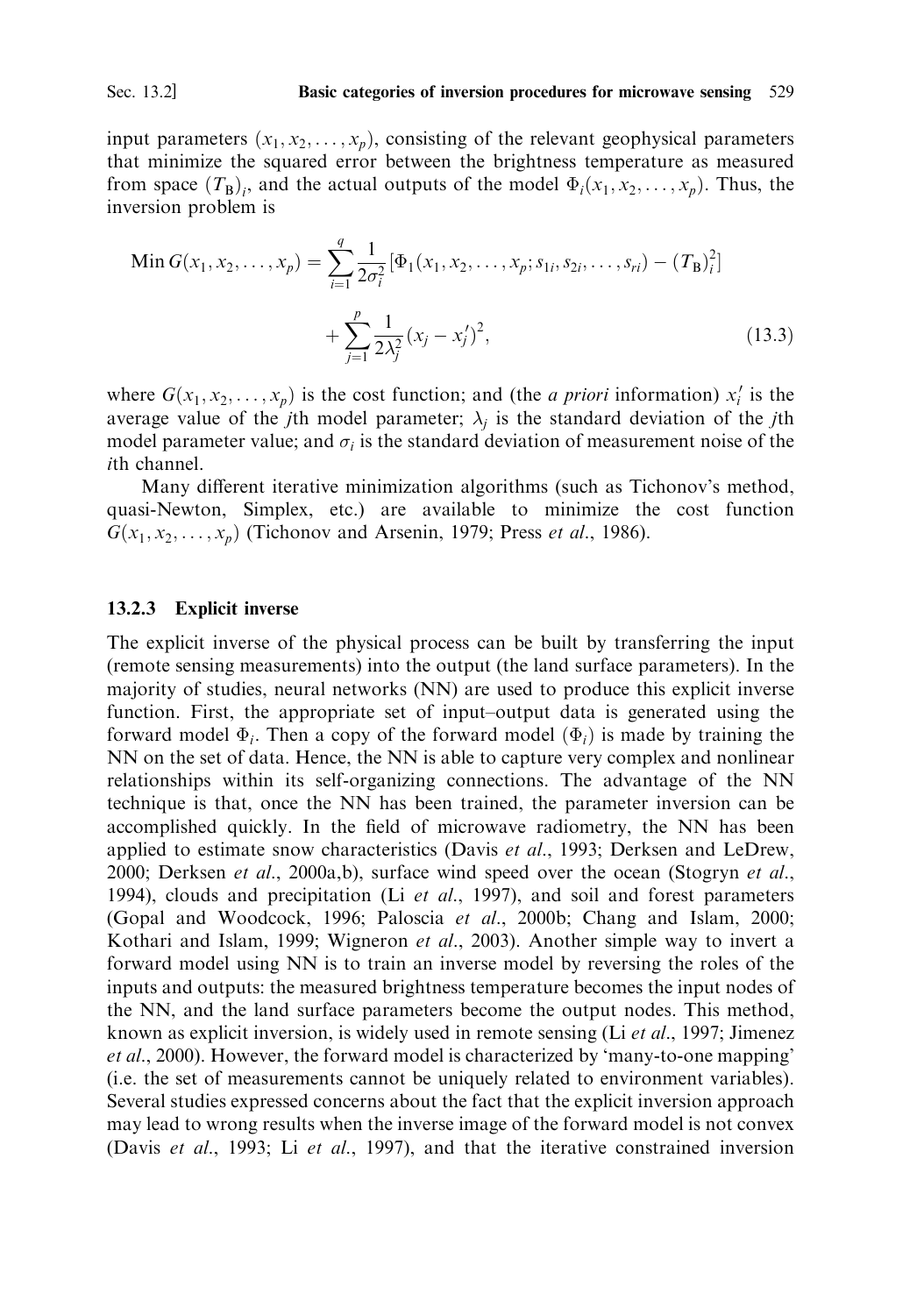input parameters $(x_1, x_2, \ldots, x_p)$, consisting of the relevant geophysical parameters that minimize the squared error between the brightness temperature as measured from space $(T_B)_i$, and the actual outputs of the model $\Phi_i(x_1, x_2, \ldots, x_p)$. Thus, the inversion problem is

$$\text{Min}\, G(x_1, x_2, \ldots, x_p) = \sum_{i=1}^{q} \frac{1}{2\sigma_i^2} [\Phi_1(x_1, x_2, \ldots, x_p; s_{1i}, s_{2i}, \ldots, s_{ri}) - (T_B)_i^2] + \sum_{j=1}^{p} \frac{1}{2\lambda_j^2} (x_j - x_j')^2, \tag{13.3}$$

where $G(x_1, x_2, \ldots, x_p)$ is the cost function; and (the *a priori* information) $x_i'$ is the average value of the $j$th model parameter; $\lambda_j$ is the standard deviation of the $j$th model parameter value; and $\sigma_i$ is the standard deviation of measurement noise of the $i$th channel.

Many different iterative minimization algorithms (such as Tichonov's method, quasi-Newton, Simplex, etc.) are available to minimize the cost function $G(x_1, x_2, \ldots, x_p)$ (Tichonov and Arsenin, 1979; Press *et al.*, 1986).

### 13.2.3 Explicit inverse

The explicit inverse of the physical process can be built by transferring the input (remote sensing measurements) into the output (the land surface parameters). In the majority of studies, neural networks (NN) are used to produce this explicit inverse function. First, the appropriate set of input–output data is generated using the forward model $\Phi_i$. Then a copy of the forward model $(\Phi_i)$ is made by training the NN on the set of data. Hence, the NN is able to capture very complex and nonlinear relationships within its self-organizing connections. The advantage of the NN technique is that, once the NN has been trained, the parameter inversion can be accomplished quickly. In the field of microwave radiometry, the NN has been applied to estimate snow characteristics (Davis *et al.*, 1993; Derksen and LeDrew, 2000; Derksen *et al.*, 2000a,b), surface wind speed over the ocean (Stogryn *et al.*, 1994), clouds and precipitation (Li *et al.*, 1997), and soil and forest parameters (Gopal and Woodcock, 1996; Paloscia *et al.*, 2000b; Chang and Islam, 2000; Kothari and Islam, 1999; Wigneron *et al.*, 2003). Another simple way to invert a forward model using NN is to train an inverse model by reversing the roles of the inputs and outputs: the measured brightness temperature becomes the input nodes of the NN, and the land surface parameters become the output nodes. This method, known as explicit inversion, is widely used in remote sensing (Li *et al.*, 1997; Jimenez *et al.*, 2000). However, the forward model is characterized by 'many-to-one mapping' (i.e. the set of measurements cannot be uniquely related to environment variables). Several studies expressed concerns about the fact that the explicit inversion approach may lead to wrong results when the inverse image of the forward model is not convex (Davis *et al.*, 1993; Li *et al.*, 1997), and that the iterative constrained inversion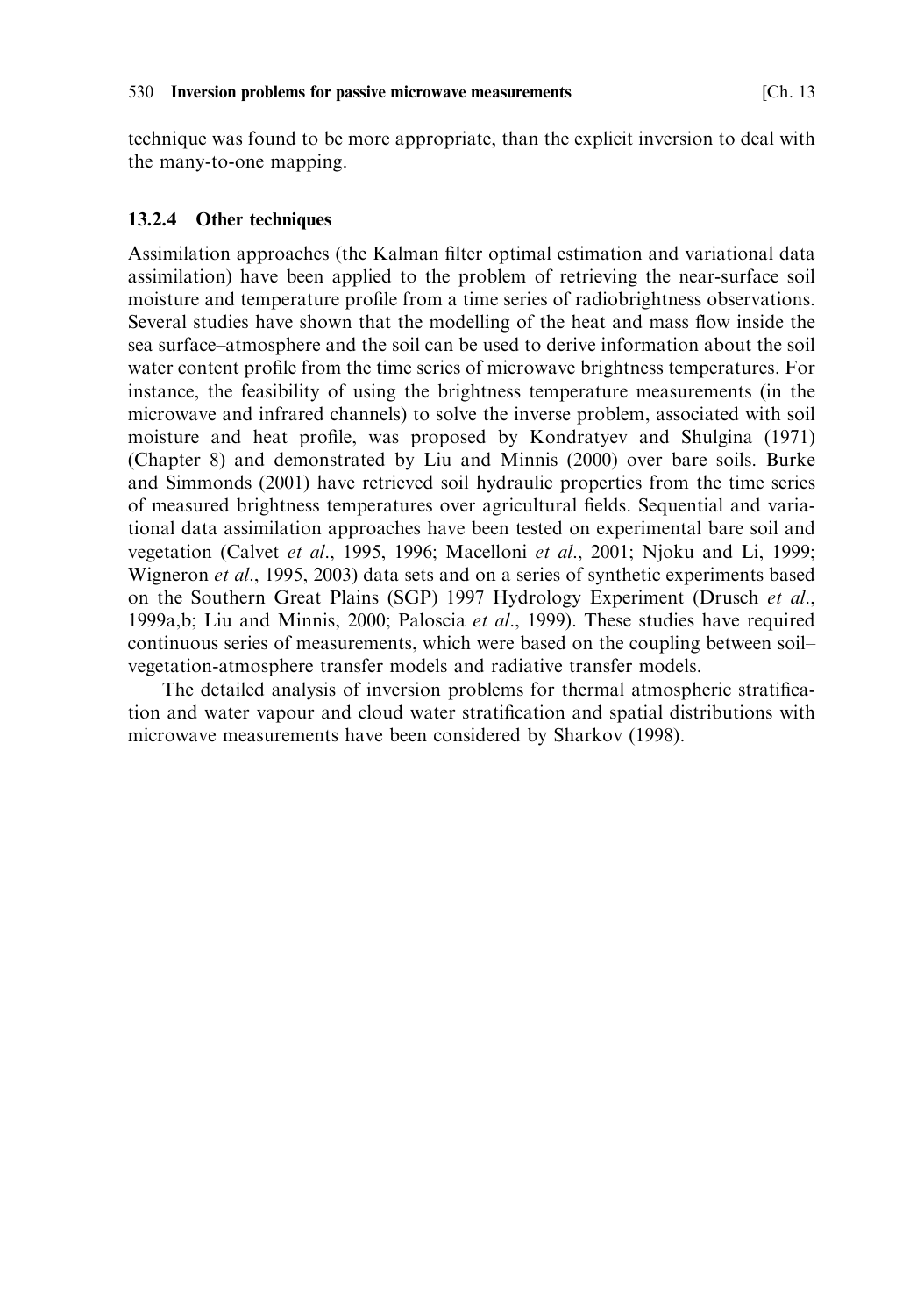technique was found to be more appropriate, than the explicit inversion to deal with the many-to-one mapping.

### 13.2.4 Other techniques

Assimilation approaches (the Kalman filter optimal estimation and variational data assimilation) have been applied to the problem of retrieving the near-surface soil moisture and temperature profile from a time series of radiobrightness observations. Several studies have shown that the modelling of the heat and mass flow inside the sea surface–atmosphere and the soil can be used to derive information about the soil water content profile from the time series of microwave brightness temperatures. For instance, the feasibility of using the brightness temperature measurements (in the microwave and infrared channels) to solve the inverse problem, associated with soil moisture and heat profile, was proposed by Kondratyev and Shulgina (1971) (Chapter 8) and demonstrated by Liu and Minnis (2000) over bare soils. Burke and Simmonds (2001) have retrieved soil hydraulic properties from the time series of measured brightness temperatures over agricultural fields. Sequential and variational data assimilation approaches have been tested on experimental bare soil and vegetation (Calvet *et al*., 1995, 1996; Macelloni *et al*., 2001; Njoku and Li, 1999; Wigneron *et al*., 1995, 2003) data sets and on a series of synthetic experiments based on the Southern Great Plains (SGP) 1997 Hydrology Experiment (Drusch *et al*., 1999a,b; Liu and Minnis, 2000; Paloscia *et al*., 1999). These studies have required continuous series of measurements, which were based on the coupling between soil–vegetation-atmosphere transfer models and radiative transfer models.

The detailed analysis of inversion problems for thermal atmospheric stratification and water vapour and cloud water stratification and spatial distributions with microwave measurements have been considered by Sharkov (1998).